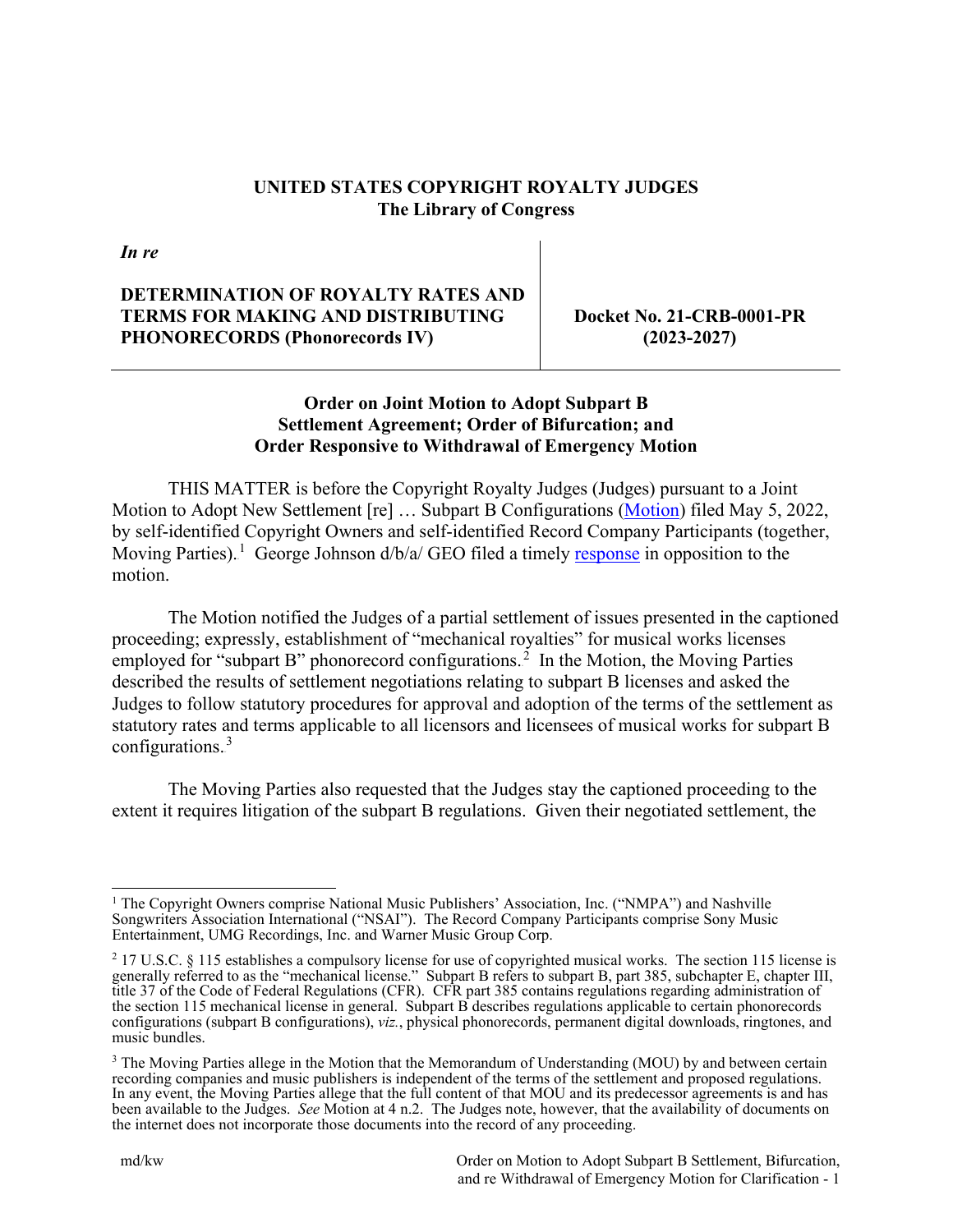**UNITED STATES COPYRIGHT ROYALTY JUDGES**
**The Library of Congress**

| *In re* | |
|---|---|
| **DETERMINATION OF ROYALTY RATES AND TERMS FOR MAKING AND DISTRIBUTING PHONORECORDS (Phonorecords IV)** | **Docket No. 21-CRB-0001-PR (2023-2027)** |

**Order on Joint Motion to Adopt Subpart B Settlement Agreement; Order of Bifurcation; and Order Responsive to Withdrawal of Emergency Motion**

THIS MATTER is before the Copyright Royalty Judges (Judges) pursuant to a Joint Motion to Adopt New Settlement [re] … Subpart B Configurations (Motion) filed May 5, 2022, by self-identified Copyright Owners and self-identified Record Company Participants (together, Moving Parties).[1] George Johnson d/b/a/ GEO filed a timely response in opposition to the motion.

The Motion notified the Judges of a partial settlement of issues presented in the captioned proceeding; expressly, establishment of "mechanical royalties" for musical works licenses employed for "subpart B" phonorecord configurations.[2] In the Motion, the Moving Parties described the results of settlement negotiations relating to subpart B licenses and asked the Judges to follow statutory procedures for approval and adoption of the terms of the settlement as statutory rates and terms applicable to all licensors and licensees of musical works for subpart B configurations.[3]

The Moving Parties also requested that the Judges stay the captioned proceeding to the extent it requires litigation of the subpart B regulations. Given their negotiated settlement, the

---

[1] The Copyright Owners comprise National Music Publishers' Association, Inc. ("NMPA") and Nashville Songwriters Association International ("NSAI"). The Record Company Participants comprise Sony Music Entertainment, UMG Recordings, Inc. and Warner Music Group Corp.

[2] 17 U.S.C. § 115 establishes a compulsory license for use of copyrighted musical works. The section 115 license is generally referred to as the "mechanical license." Subpart B refers to subpart B, part 385, subchapter E, chapter III, title 37 of the Code of Federal Regulations (CFR). CFR part 385 contains regulations regarding administration of the section 115 mechanical license in general. Subpart B describes regulations applicable to certain phonorecords configurations (subpart B configurations), *viz.*, physical phonorecords, permanent digital downloads, ringtones, and music bundles.

[3] The Moving Parties allege in the Motion that the Memorandum of Understanding (MOU) by and between certain recording companies and music publishers is independent of the terms of the settlement and proposed regulations. In any event, the Moving Parties allege that the full content of that MOU and its predecessor agreements is and has been available to the Judges. *See* Motion at 4 n.2. The Judges note, however, that the availability of documents on the internet does not incorporate those documents into the record of any proceeding.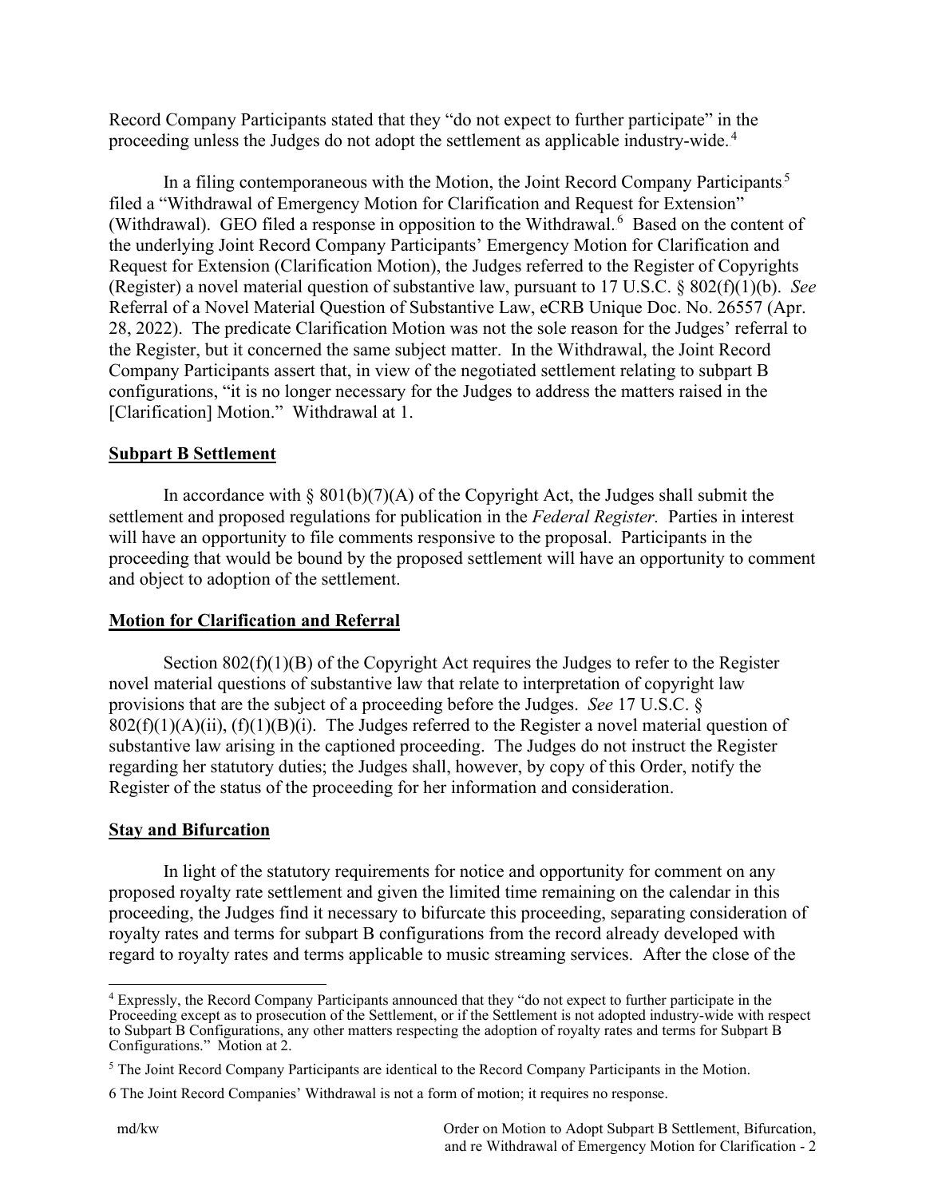Record Company Participants stated that they "do not expect to further participate" in the proceeding unless the Judges do not adopt the settlement as applicable industry-wide.[4]

In a filing contemporaneous with the Motion, the Joint Record Company Participants[5] filed a "Withdrawal of Emergency Motion for Clarification and Request for Extension" (Withdrawal). GEO filed a response in opposition to the Withdrawal.[6] Based on the content of the underlying Joint Record Company Participants' Emergency Motion for Clarification and Request for Extension (Clarification Motion), the Judges referred to the Register of Copyrights (Register) a novel material question of substantive law, pursuant to 17 U.S.C. § 802(f)(1)(b). *See* Referral of a Novel Material Question of Substantive Law, eCRB Unique Doc. No. 26557 (Apr. 28, 2022). The predicate Clarification Motion was not the sole reason for the Judges' referral to the Register, but it concerned the same subject matter. In the Withdrawal, the Joint Record Company Participants assert that, in view of the negotiated settlement relating to subpart B configurations, "it is no longer necessary for the Judges to address the matters raised in the [Clarification] Motion." Withdrawal at 1.

**Subpart B Settlement**

In accordance with § 801(b)(7)(A) of the Copyright Act, the Judges shall submit the settlement and proposed regulations for publication in the *Federal Register*. Parties in interest will have an opportunity to file comments responsive to the proposal. Participants in the proceeding that would be bound by the proposed settlement will have an opportunity to comment and object to adoption of the settlement.

**Motion for Clarification and Referral**

Section 802(f)(1)(B) of the Copyright Act requires the Judges to refer to the Register novel material questions of substantive law that relate to interpretation of copyright law provisions that are the subject of a proceeding before the Judges. *See* 17 U.S.C. § 802(f)(1)(A)(ii), (f)(1)(B)(i). The Judges referred to the Register a novel material question of substantive law arising in the captioned proceeding. The Judges do not instruct the Register regarding her statutory duties; the Judges shall, however, by copy of this Order, notify the Register of the status of the proceeding for her information and consideration.

**Stay and Bifurcation**

In light of the statutory requirements for notice and opportunity for comment on any proposed royalty rate settlement and given the limited time remaining on the calendar in this proceeding, the Judges find it necessary to bifurcate this proceeding, separating consideration of royalty rates and terms for subpart B configurations from the record already developed with regard to royalty rates and terms applicable to music streaming services. After the close of the

---

[4] Expressly, the Record Company Participants announced that they "do not expect to further participate in the Proceeding except as to prosecution of the Settlement, or if the Settlement is not adopted industry-wide with respect to Subpart B Configurations, any other matters respecting the adoption of royalty rates and terms for Subpart B Configurations." Motion at 2.

[5] The Joint Record Company Participants are identical to the Record Company Participants in the Motion.

[6] The Joint Record Companies' Withdrawal is not a form of motion; it requires no response.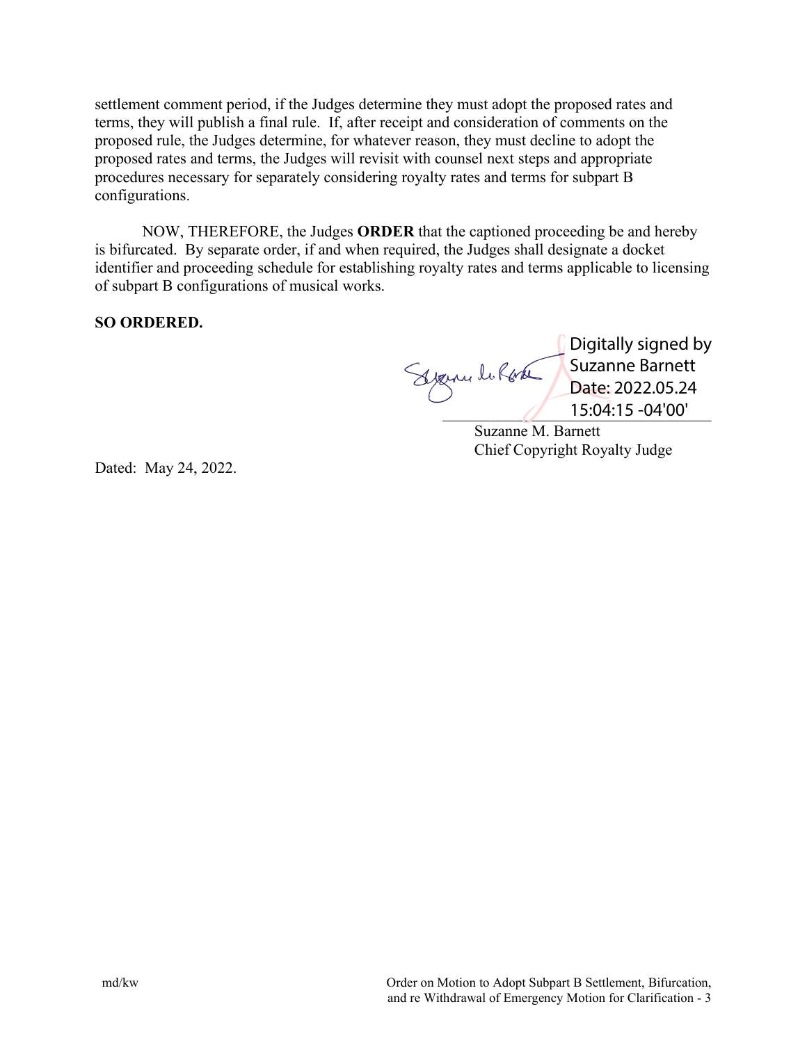settlement comment period, if the Judges determine they must adopt the proposed rates and terms, they will publish a final rule. If, after receipt and consideration of comments on the proposed rule, the Judges determine, for whatever reason, they must decline to adopt the proposed rates and terms, the Judges will revisit with counsel next steps and appropriate procedures necessary for separately considering royalty rates and terms for subpart B configurations.

NOW, THEREFORE, the Judges **ORDER** that the captioned proceeding be and hereby is bifurcated. By separate order, if and when required, the Judges shall designate a docket identifier and proceeding schedule for establishing royalty rates and terms applicable to licensing of subpart B configurations of musical works.

**SO ORDERED.**

Digitally signed by Suzanne Barnett
Date: 2022.05.24 15:04:15 -04'00'

Suzanne M. Barnett
Chief Copyright Royalty Judge

Dated: May 24, 2022.

md/kw

Order on Motion to Adopt Subpart B Settlement, Bifurcation, and re Withdrawal of Emergency Motion for Clarification